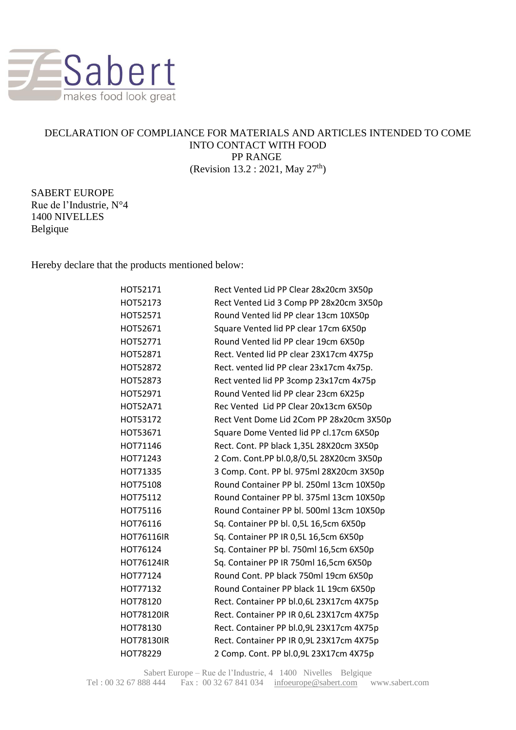Sabert
makes food look great

# DECLARATION OF COMPLIANCE FOR MATERIALS AND ARTICLES INTENDED TO COME INTO CONTACT WITH FOOD
## PP RANGE
(Revision 13.2 : 2021, May 27th)

SABERT EUROPE
Rue de l'Industrie, N°4
1400 NIVELLES
Belgique

Hereby declare that the products mentioned below:

| | |
|---|---|
| HOT52171 | Rect Vented Lid PP Clear 28x20cm 3X50p |
| HOT52173 | Rect Vented Lid 3 Comp PP 28x20cm 3X50p |
| HOT52571 | Round Vented lid PP clear 13cm 10X50p |
| HOT52671 | Square Vented lid PP clear 17cm 6X50p |
| HOT52771 | Round Vented lid PP clear 19cm 6X50p |
| HOT52871 | Rect. Vented lid PP clear 23X17cm 4X75p |
| HOT52872 | Rect. vented lid PP clear 23x17cm 4x75p. |
| HOT52873 | Rect vented lid PP 3comp 23x17cm 4x75p |
| HOT52971 | Round Vented lid PP clear 23cm 6X25p |
| HOT52A71 | Rec Vented Lid PP Clear 20x13cm 6X50p |
| HOT53172 | Rect Vent Dome Lid 2Com PP 28x20cm 3X50p |
| HOT53671 | Square Dome Vented lid PP cl.17cm 6X50p |
| HOT71146 | Rect. Cont. PP black 1,35L 28X20cm 3X50p |
| HOT71243 | 2 Com. Cont.PP bl.0,8/0,5L 28X20cm 3X50p |
| HOT71335 | 3 Comp. Cont. PP bl. 975ml 28X20cm 3X50p |
| HOT75108 | Round Container PP bl. 250ml 13cm 10X50p |
| HOT75112 | Round Container PP bl. 375ml 13cm 10X50p |
| HOT75116 | Round Container PP bl. 500ml 13cm 10X50p |
| HOT76116 | Sq. Container PP bl. 0,5L 16,5cm 6X50p |
| HOT76116IR | Sq. Container PP IR 0,5L 16,5cm 6X50p |
| HOT76124 | Sq. Container PP bl. 750ml 16,5cm 6X50p |
| HOT76124IR | Sq. Container PP IR 750ml 16,5cm 6X50p |
| HOT77124 | Round Cont. PP black 750ml 19cm 6X50p |
| HOT77132 | Round Container PP black 1L 19cm 6X50p |
| HOT78120 | Rect. Container PP bl.0,6L 23X17cm 4X75p |
| HOT78120IR | Rect. Container PP IR 0,6L 23X17cm 4X75p |
| HOT78130 | Rect. Container PP bl.0,9L 23X17cm 4X75p |
| HOT78130IR | Rect. Container PP IR 0,9L 23X17cm 4X75p |
| HOT78229 | 2 Comp. Cont. PP bl.0,9L 23X17cm 4X75p |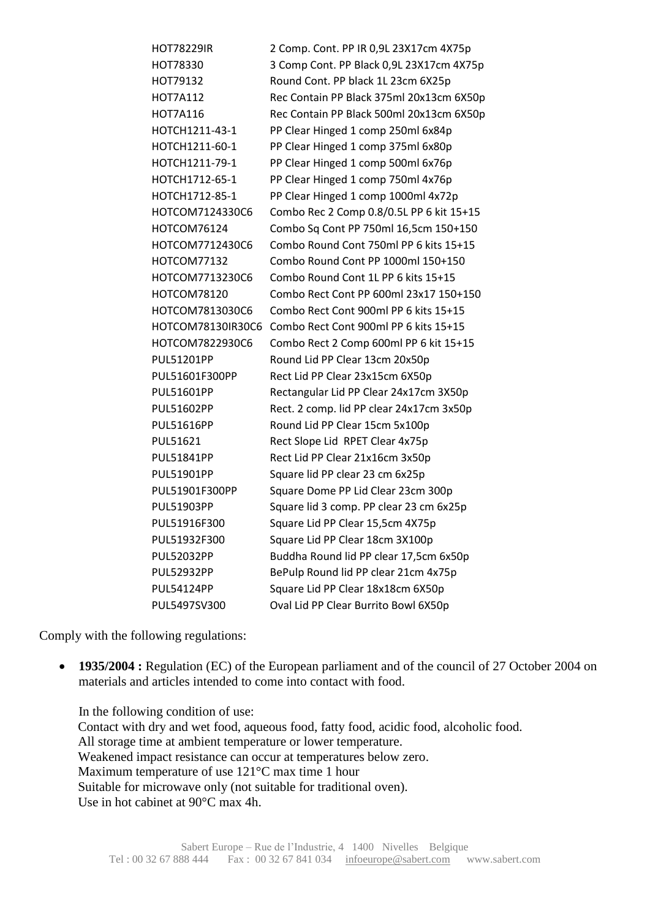| | |
|---|---|
| HOT78229IR | 2 Comp. Cont. PP IR 0,9L 23X17cm 4X75p |
| HOT78330 | 3 Comp Cont. PP Black 0,9L 23X17cm 4X75p |
| HOT79132 | Round Cont. PP black 1L 23cm 6X25p |
| HOT7A112 | Rec Contain PP Black 375ml 20x13cm 6X50p |
| HOT7A116 | Rec Contain PP Black 500ml 20x13cm 6X50p |
| HOTCH1211-43-1 | PP Clear Hinged 1 comp 250ml 6x84p |
| HOTCH1211-60-1 | PP Clear Hinged 1 comp 375ml 6x80p |
| HOTCH1211-79-1 | PP Clear Hinged 1 comp 500ml 6x76p |
| HOTCH1712-65-1 | PP Clear Hinged 1 comp 750ml 4x76p |
| HOTCH1712-85-1 | PP Clear Hinged 1 comp 1000ml 4x72p |
| HOTCOM7124330C6 | Combo Rec 2 Comp 0.8/0.5L PP 6 kit 15+15 |
| HOTCOM76124 | Combo Sq Cont PP 750ml 16,5cm 150+150 |
| HOTCOM7712430C6 | Combo Round Cont 750ml PP 6 kits 15+15 |
| HOTCOM77132 | Combo Round Cont PP 1000ml 150+150 |
| HOTCOM7713230C6 | Combo Round Cont 1L PP 6 kits 15+15 |
| HOTCOM78120 | Combo Rect Cont PP 600ml 23x17 150+150 |
| HOTCOM7813030C6 | Combo Rect Cont 900ml PP 6 kits 15+15 |
| HOTCOM78130IR30C6 | Combo Rect Cont 900ml PP 6 kits 15+15 |
| HOTCOM7822930C6 | Combo Rect 2 Comp 600ml PP 6 kit 15+15 |
| PUL51201PP | Round Lid PP Clear 13cm 20x50p |
| PUL51601F300PP | Rect Lid PP Clear 23x15cm 6X50p |
| PUL51601PP | Rectangular Lid PP Clear 24x17cm 3X50p |
| PUL51602PP | Rect. 2 comp. lid PP clear 24x17cm 3x50p |
| PUL51616PP | Round Lid PP Clear 15cm 5x100p |
| PUL51621 | Rect Slope Lid RPET Clear 4x75p |
| PUL51841PP | Rect Lid PP Clear 21x16cm 3x50p |
| PUL51901PP | Square lid PP clear 23 cm 6x25p |
| PUL51901F300PP | Square Dome PP Lid Clear 23cm 300p |
| PUL51903PP | Square lid 3 comp. PP clear 23 cm 6x25p |
| PUL51916F300 | Square Lid PP Clear 15,5cm 4X75p |
| PUL51932F300 | Square Lid PP Clear 18cm 3X100p |
| PUL52032PP | Buddha Round lid PP clear 17,5cm 6x50p |
| PUL52932PP | BePulp Round lid PP clear 21cm 4x75p |
| PUL54124PP | Square Lid PP Clear 18x18cm 6X50p |
| PUL5497SV300 | Oval Lid PP Clear Burrito Bowl 6X50p |

Comply with the following regulations:

- **1935/2004 :** Regulation (EC) of the European parliament and of the council of 27 October 2004 on materials and articles intended to come into contact with food.

  In the following condition of use:
  Contact with dry and wet food, aqueous food, fatty food, acidic food, alcoholic food.
  All storage time at ambient temperature or lower temperature.
  Weakened impact resistance can occur at temperatures below zero.
  Maximum temperature of use 121°C max time 1 hour
  Suitable for microwave only (not suitable for traditional oven).
  Use in hot cabinet at 90°C max 4h.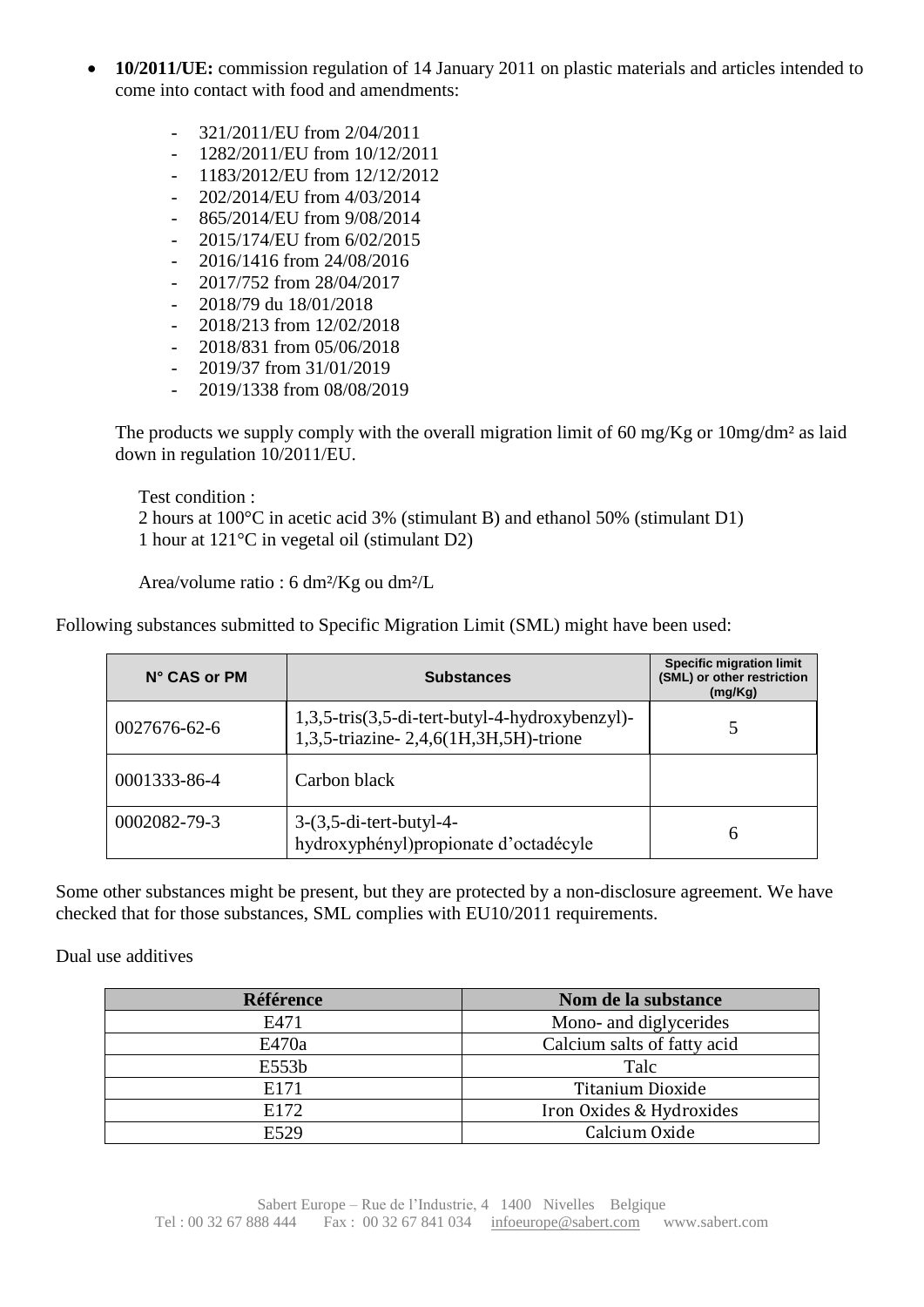- **10/2011/UE:** commission regulation of 14 January 2011 on plastic materials and articles intended to come into contact with food and amendments:
  - 321/2011/EU from 2/04/2011
  - 1282/2011/EU from 10/12/2011
  - 1183/2012/EU from 12/12/2012
  - 202/2014/EU from 4/03/2014
  - 865/2014/EU from 9/08/2014
  - 2015/174/EU from 6/02/2015
  - 2016/1416 from 24/08/2016
  - 2017/752 from 28/04/2017
  - 2018/79 du 18/01/2018
  - 2018/213 from 12/02/2018
  - 2018/831 from 05/06/2018
  - 2019/37 from 31/01/2019
  - 2019/1338 from 08/08/2019

  The products we supply comply with the overall migration limit of 60 mg/Kg or 10mg/dm² as laid down in regulation 10/2011/EU.

  Test condition :
  2 hours at 100°C in acetic acid 3% (stimulant B) and ethanol 50% (stimulant D1)
  1 hour at 121°C in vegetal oil (stimulant D2)

  Area/volume ratio : 6 dm²/Kg ou dm²/L

Following substances submitted to Specific Migration Limit (SML) might have been used:

| N° CAS or PM | Substances | Specific migration limit (SML) or other restriction (mg/Kg) |
|---|---|---|
| 0027676-62-6 | 1,3,5-tris(3,5-di-tert-butyl-4-hydroxybenzyl)-1,3,5-triazine- 2,4,6(1H,3H,5H)-trione | 5 |
| 0001333-86-4 | Carbon black | |
| 0002082-79-3 | 3-(3,5-di-tert-butyl-4-hydroxyphényl)propionate d'octadécyle | 6 |

Some other substances might be present, but they are protected by a non-disclosure agreement. We have checked that for those substances, SML complies with EU10/2011 requirements.

Dual use additives

| Référence | Nom de la substance |
|---|---|
| E471 | Mono- and diglycerides |
| E470a | Calcium salts of fatty acid |
| E553b | Talc |
| E171 | Titanium Dioxide |
| E172 | Iron Oxides & Hydroxides |
| E529 | Calcium Oxide |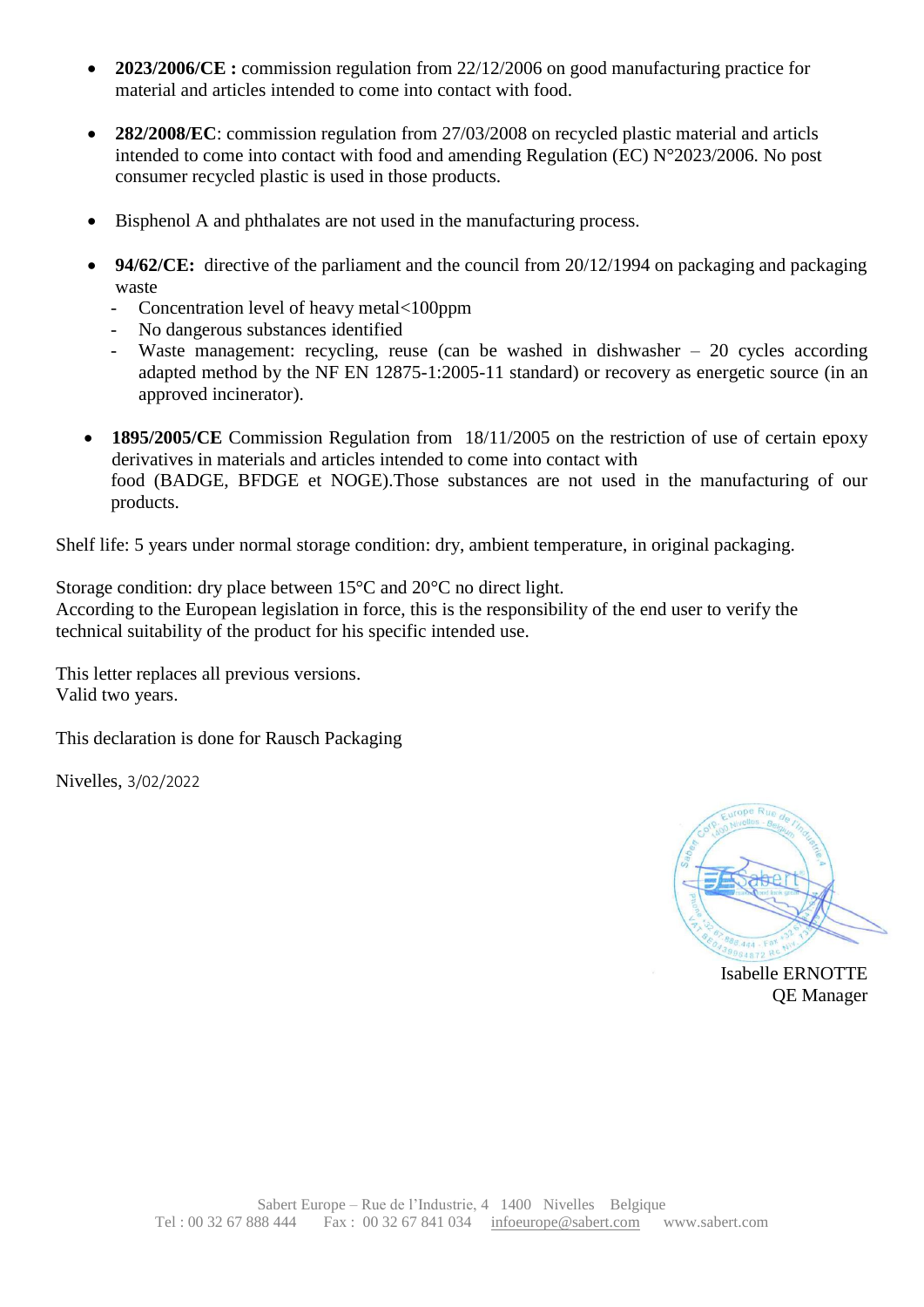- **2023/2006/CE :** commission regulation from 22/12/2006 on good manufacturing practice for material and articles intended to come into contact with food.

- **282/2008/EC**: commission regulation from 27/03/2008 on recycled plastic material and articls intended to come into contact with food and amending Regulation (EC) N°2023/2006. No post consumer recycled plastic is used in those products.

- Bisphenol A and phthalates are not used in the manufacturing process.

- **94/62/CE:** directive of the parliament and the council from 20/12/1994 on packaging and packaging waste
  - Concentration level of heavy metal<100ppm
  - No dangerous substances identified
  - Waste management: recycling, reuse (can be washed in dishwasher – 20 cycles according adapted method by the NF EN 12875-1:2005-11 standard) or recovery as energetic source (in an approved incinerator).

- **1895/2005/CE** Commission Regulation from 18/11/2005 on the restriction of use of certain epoxy derivatives in materials and articles intended to come into contact with food (BADGE, BFDGE et NOGE).Those substances are not used in the manufacturing of our products.

Shelf life: 5 years under normal storage condition: dry, ambient temperature, in original packaging.

Storage condition: dry place between 15°C and 20°C no direct light.
According to the European legislation in force, this is the responsibility of the end user to verify the technical suitability of the product for his specific intended use.

This letter replaces all previous versions.
Valid two years.

This declaration is done for Rausch Packaging

Nivelles, 3/02/2022

Isabelle ERNOTTE
QE Manager

Sabert Europe – Rue de l'Industrie, 4 1400 Nivelles Belgique
Tel : 00 32 67 888 444 Fax : 00 32 67 841 034 infoeurope@sabert.com www.sabert.com